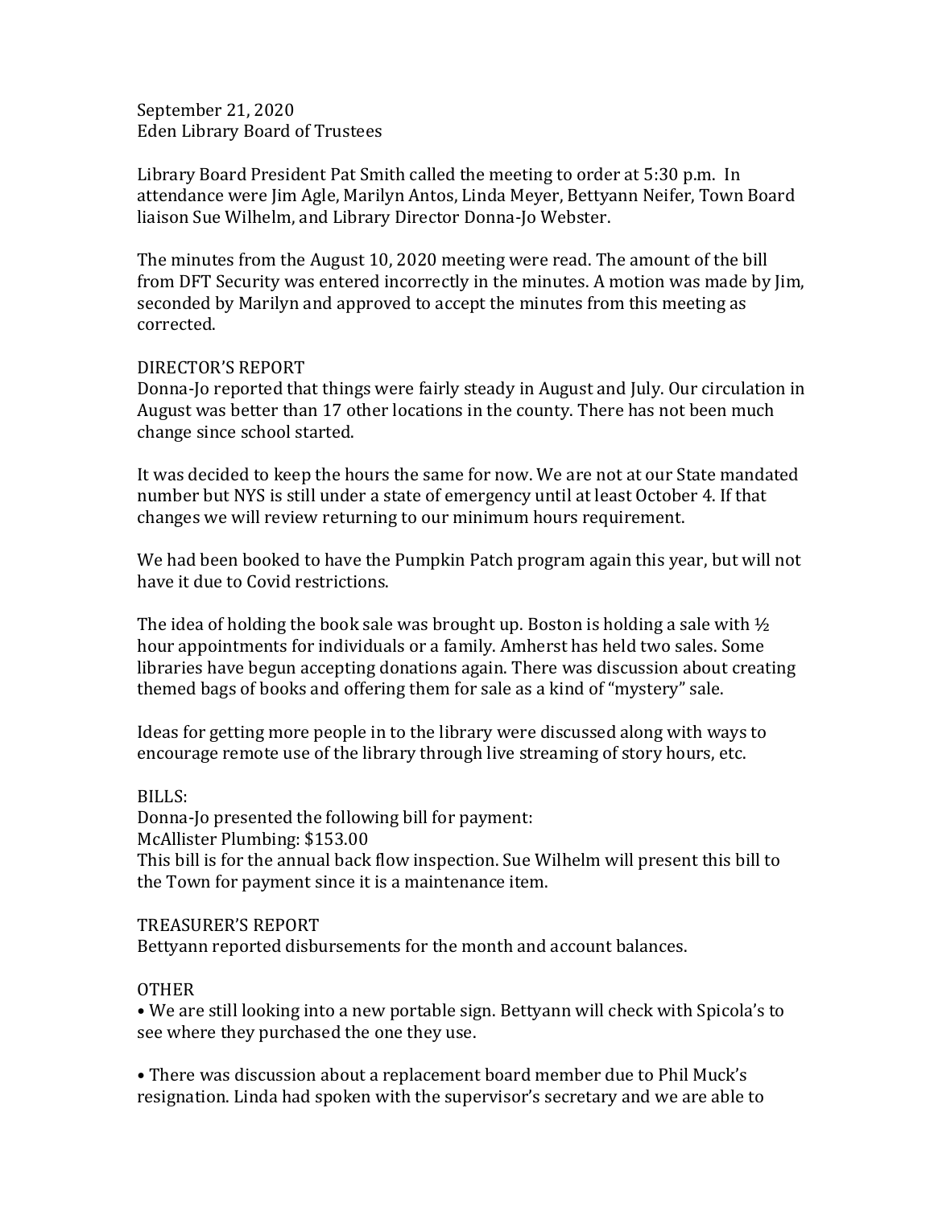September 21, 2020
Eden Library Board of Trustees

Library Board President Pat Smith called the meeting to order at 5:30 p.m. In attendance were Jim Agle, Marilyn Antos, Linda Meyer, Bettyann Neifer, Town Board liaison Sue Wilhelm, and Library Director Donna-Jo Webster.

The minutes from the August 10, 2020 meeting were read. The amount of the bill from DFT Security was entered incorrectly in the minutes. A motion was made by Jim, seconded by Marilyn and approved to accept the minutes from this meeting as corrected.

DIRECTOR'S REPORT
Donna-Jo reported that things were fairly steady in August and July. Our circulation in August was better than 17 other locations in the county. There has not been much change since school started.

It was decided to keep the hours the same for now. We are not at our State mandated number but NYS is still under a state of emergency until at least October 4. If that changes we will review returning to our minimum hours requirement.

We had been booked to have the Pumpkin Patch program again this year, but will not have it due to Covid restrictions.

The idea of holding the book sale was brought up. Boston is holding a sale with ½ hour appointments for individuals or a family. Amherst has held two sales. Some libraries have begun accepting donations again. There was discussion about creating themed bags of books and offering them for sale as a kind of "mystery" sale.

Ideas for getting more people in to the library were discussed along with ways to encourage remote use of the library through live streaming of story hours, etc.

BILLS:
Donna-Jo presented the following bill for payment:
McAllister Plumbing: $153.00
This bill is for the annual back flow inspection. Sue Wilhelm will present this bill to the Town for payment since it is a maintenance item.

TREASURER'S REPORT
Bettyann reported disbursements for the month and account balances.

OTHER
• We are still looking into a new portable sign. Bettyann will check with Spicola's to see where they purchased the one they use.

• There was discussion about a replacement board member due to Phil Muck's resignation. Linda had spoken with the supervisor's secretary and we are able to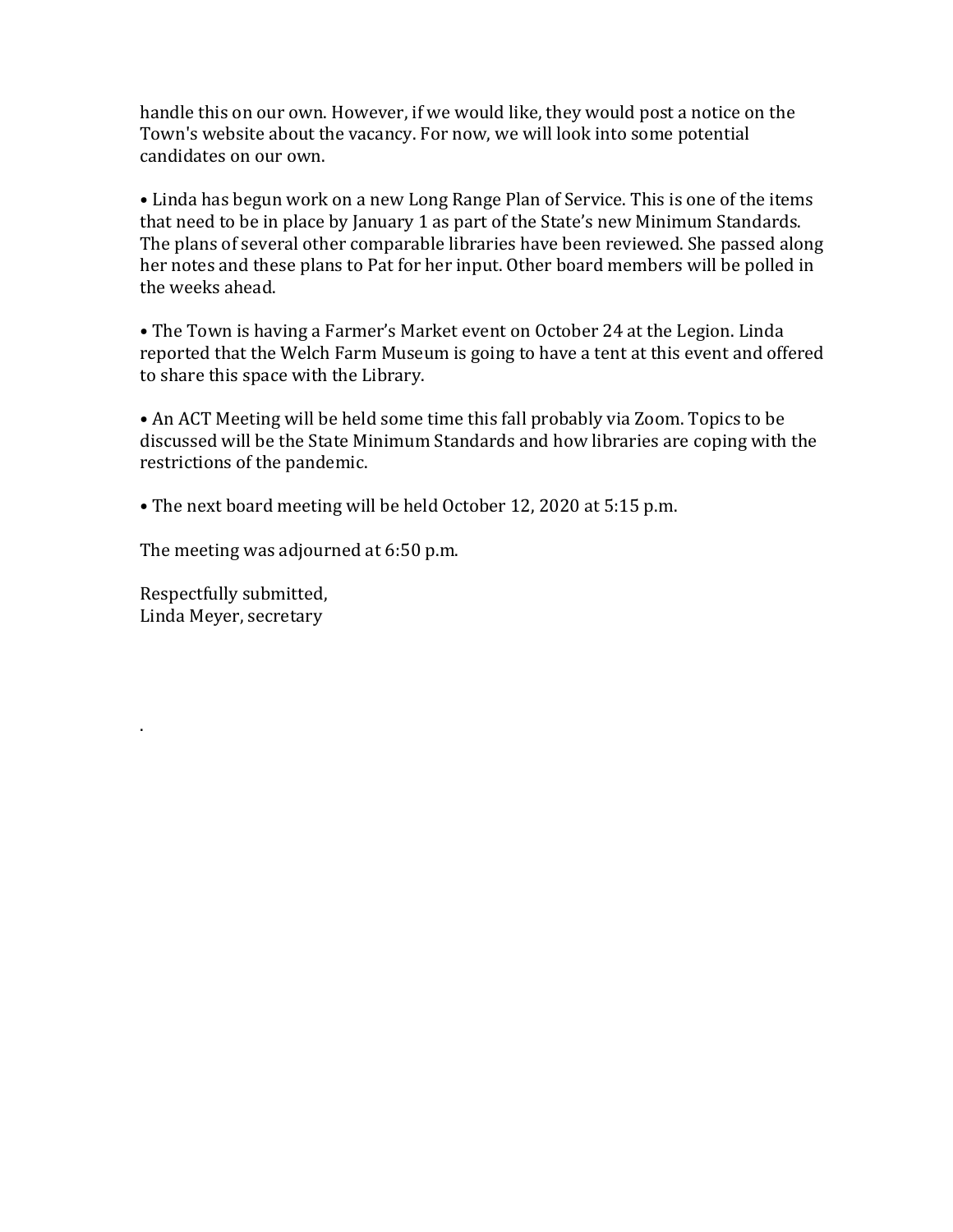handle this on our own. However, if we would like, they would post a notice on the Town's website about the vacancy. For now, we will look into some potential candidates on our own.

• Linda has begun work on a new Long Range Plan of Service. This is one of the items that need to be in place by January 1 as part of the State's new Minimum Standards. The plans of several other comparable libraries have been reviewed. She passed along her notes and these plans to Pat for her input. Other board members will be polled in the weeks ahead.

• The Town is having a Farmer's Market event on October 24 at the Legion. Linda reported that the Welch Farm Museum is going to have a tent at this event and offered to share this space with the Library.

• An ACT Meeting will be held some time this fall probably via Zoom. Topics to be discussed will be the State Minimum Standards and how libraries are coping with the restrictions of the pandemic.

• The next board meeting will be held October 12, 2020 at 5:15 p.m.

The meeting was adjourned at 6:50 p.m.

Respectfully submitted,
Linda Meyer, secretary

.